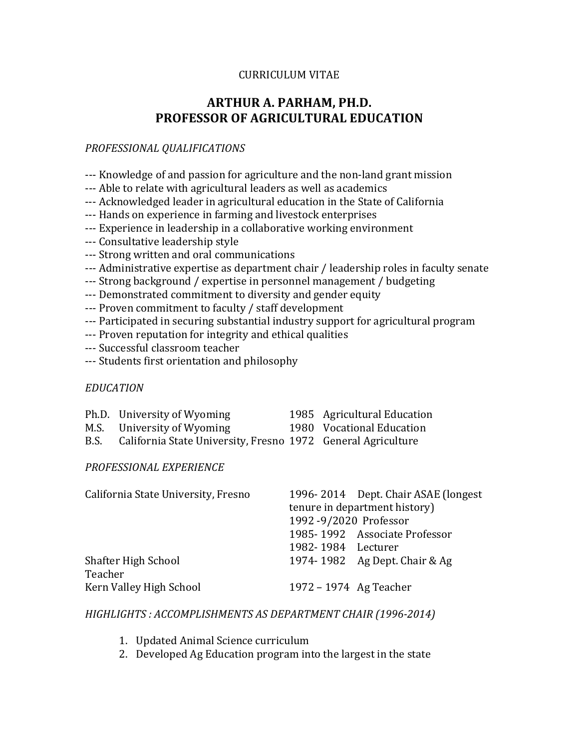CURRICULUM VITAE

# ARTHUR A. PARHAM, PH.D.
# PROFESSOR OF AGRICULTURAL EDUCATION

*PROFESSIONAL QUALIFICATIONS*

--- Knowledge of and passion for agriculture and the non-land grant mission
--- Able to relate with agricultural leaders as well as academics
--- Acknowledged leader in agricultural education in the State of California
--- Hands on experience in farming and livestock enterprises
--- Experience in leadership in a collaborative working environment
--- Consultative leadership style
--- Strong written and oral communications
--- Administrative expertise as department chair / leadership roles in faculty senate
--- Strong background / expertise in personnel management / budgeting
--- Demonstrated commitment to diversity and gender equity
--- Proven commitment to faculty / staff development
--- Participated in securing substantial industry support for agricultural program
--- Proven reputation for integrity and ethical qualities
--- Successful classroom teacher
--- Students first orientation and philosophy

*EDUCATION*

| | | | |
|---|---|---|---|
| Ph.D. | University of Wyoming | 1985 | Agricultural Education |
| M.S. | University of Wyoming | 1980 | Vocational Education |
| B.S. | California State University, Fresno | 1972 | General Agriculture |

*PROFESSIONAL EXPERIENCE*

| | | |
|---|---|---|
| California State University, Fresno | 1996- 2014 | Dept. Chair ASAE (longest tenure in department history) |
| | 1992 -9/2020 | Professor |
| | 1985- 1992 | Associate Professor |
| | 1982- 1984 | Lecturer |
| Shafter High School | 1974- 1982 | Ag Dept. Chair & Ag Teacher |
| Kern Valley High School | 1972 – 1974 | Ag Teacher |

*HIGHLIGHTS : ACCOMPLISHMENTS AS DEPARTMENT CHAIR (1996-2014)*

1. Updated Animal Science curriculum
2. Developed Ag Education program into the largest in the state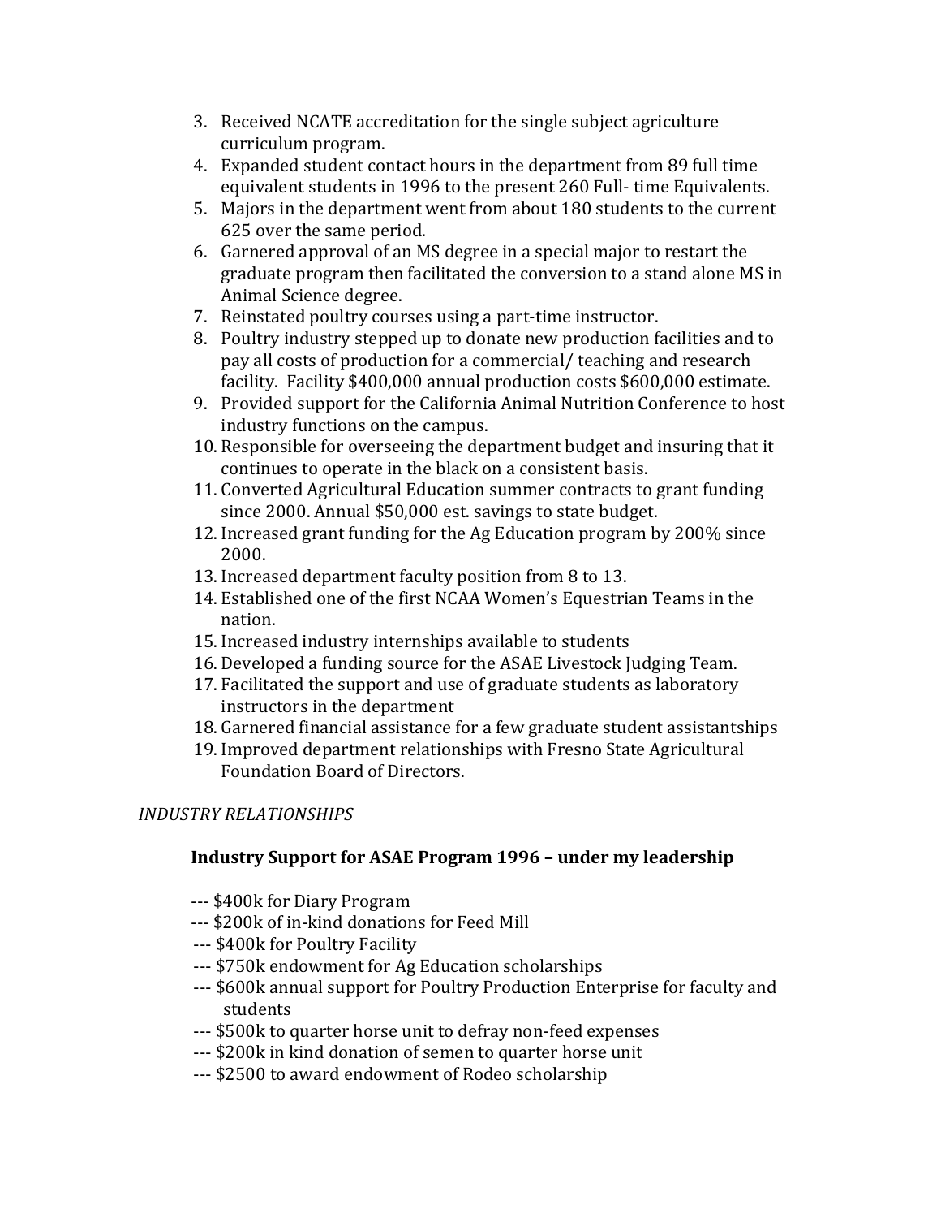3. Received NCATE accreditation for the single subject agriculture curriculum program.
4. Expanded student contact hours in the department from 89 full time equivalent students in 1996 to the present 260 Full- time Equivalents.
5. Majors in the department went from about 180 students to the current 625 over the same period.
6. Garnered approval of an MS degree in a special major to restart the graduate program then facilitated the conversion to a stand alone MS in Animal Science degree.
7. Reinstated poultry courses using a part-time instructor.
8. Poultry industry stepped up to donate new production facilities and to pay all costs of production for a commercial/ teaching and research facility. Facility $400,000 annual production costs $600,000 estimate.
9. Provided support for the California Animal Nutrition Conference to host industry functions on the campus.
10. Responsible for overseeing the department budget and insuring that it continues to operate in the black on a consistent basis.
11. Converted Agricultural Education summer contracts to grant funding since 2000. Annual $50,000 est. savings to state budget.
12. Increased grant funding for the Ag Education program by 200% since 2000.
13. Increased department faculty position from 8 to 13.
14. Established one of the first NCAA Women's Equestrian Teams in the nation.
15. Increased industry internships available to students
16. Developed a funding source for the ASAE Livestock Judging Team.
17. Facilitated the support and use of graduate students as laboratory instructors in the department
18. Garnered financial assistance for a few graduate student assistantships
19. Improved department relationships with Fresno State Agricultural Foundation Board of Directors.

*INDUSTRY RELATIONSHIPS*

**Industry Support for ASAE Program 1996 – under my leadership**

--- $400k for Diary Program
--- $200k of in-kind donations for Feed Mill
--- $400k for Poultry Facility
--- $750k endowment for Ag Education scholarships
--- $600k annual support for Poultry Production Enterprise for faculty and students
--- $500k to quarter horse unit to defray non-feed expenses
--- $200k in kind donation of semen to quarter horse unit
--- $2500 to award endowment of Rodeo scholarship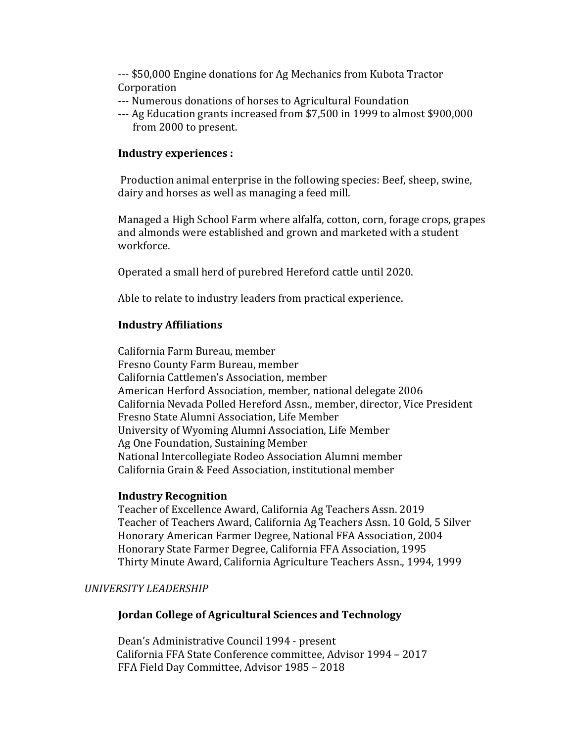--- $50,000 Engine donations for Ag Mechanics from Kubota Tractor Corporation
--- Numerous donations of horses to Agricultural Foundation
--- Ag Education grants increased from $7,500 in 1999 to almost $900,000 from 2000 to present.

**Industry experiences :**

Production animal enterprise in the following species: Beef, sheep, swine, dairy and horses as well as managing a feed mill.

Managed a High School Farm where alfalfa, cotton, corn, forage crops, grapes and almonds were established and grown and marketed with a student workforce.

Operated a small herd of purebred Hereford cattle until 2020.

Able to relate to industry leaders from practical experience.

**Industry Affiliations**

California Farm Bureau, member
Fresno County Farm Bureau, member
California Cattlemen's Association, member
American Herford Association, member, national delegate 2006
California Nevada Polled Hereford Assn., member, director, Vice President
Fresno State Alumni Association, Life Member
University of Wyoming Alumni Association, Life Member
Ag One Foundation, Sustaining Member
National Intercollegiate Rodeo Association Alumni member
California Grain & Feed Association, institutional member

**Industry Recognition**

Teacher of Excellence Award, California Ag Teachers Assn. 2019
Teacher of Teachers Award, California Ag Teachers Assn. 10 Gold, 5 Silver
Honorary American Farmer Degree, National FFA Association, 2004
Honorary State Farmer Degree, California FFA Association, 1995
Thirty Minute Award, California Agriculture Teachers Assn., 1994, 1999

*UNIVERSITY LEADERSHIP*

**Jordan College of Agricultural Sciences and Technology**

Dean's Administrative Council 1994 - present
California FFA State Conference committee, Advisor 1994 – 2017
FFA Field Day Committee, Advisor 1985 – 2018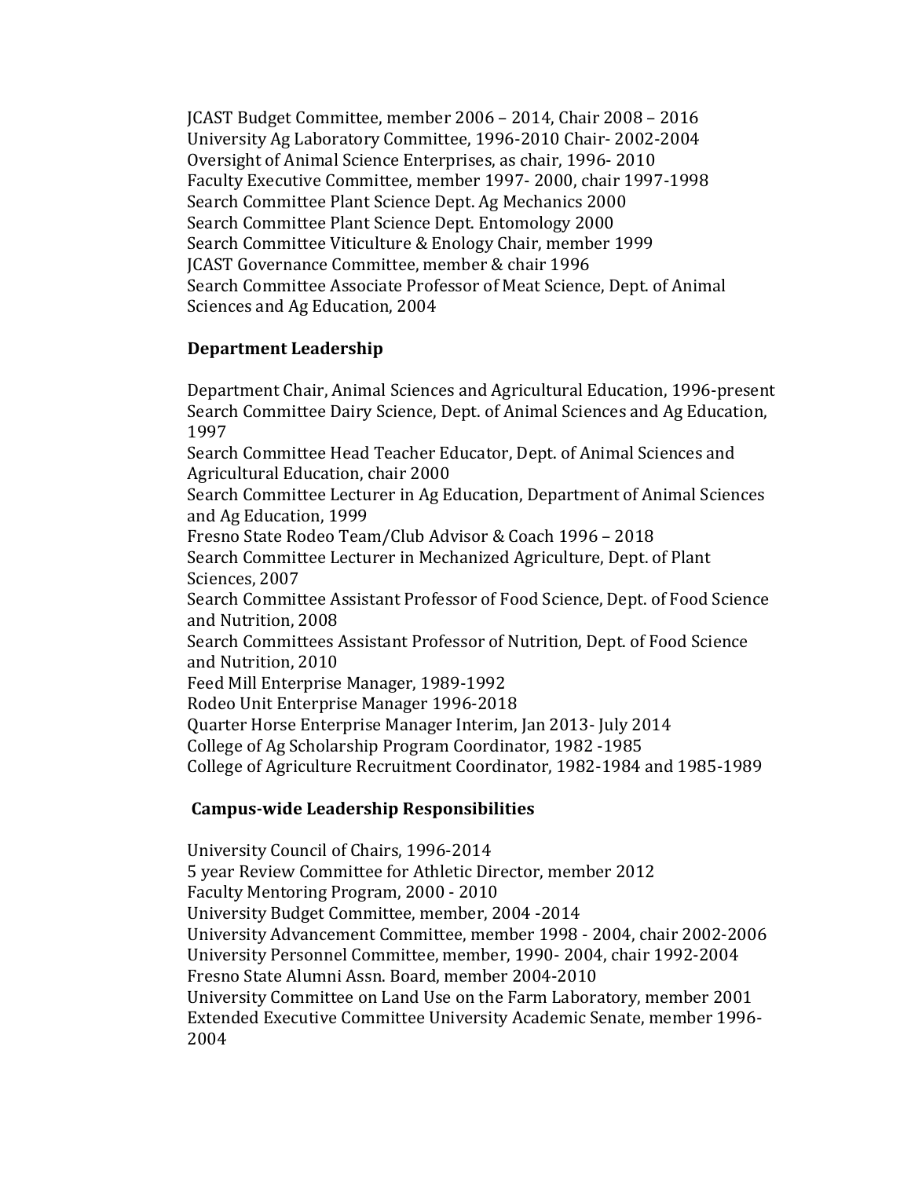JCAST Budget Committee, member 2006 – 2014, Chair 2008 – 2016
University Ag Laboratory Committee, 1996-2010 Chair- 2002-2004
Oversight of Animal Science Enterprises, as chair, 1996- 2010
Faculty Executive Committee, member 1997- 2000, chair 1997-1998
Search Committee Plant Science Dept. Ag Mechanics 2000
Search Committee Plant Science Dept. Entomology 2000
Search Committee Viticulture & Enology Chair, member 1999
JCAST Governance Committee, member & chair 1996
Search Committee Associate Professor of Meat Science, Dept. of Animal Sciences and Ag Education, 2004

**Department Leadership**

Department Chair, Animal Sciences and Agricultural Education, 1996-present
Search Committee Dairy Science, Dept. of Animal Sciences and Ag Education, 1997
Search Committee Head Teacher Educator, Dept. of Animal Sciences and Agricultural Education, chair 2000
Search Committee Lecturer in Ag Education, Department of Animal Sciences and Ag Education, 1999
Fresno State Rodeo Team/Club Advisor & Coach 1996 – 2018
Search Committee Lecturer in Mechanized Agriculture, Dept. of Plant Sciences, 2007
Search Committee Assistant Professor of Food Science, Dept. of Food Science and Nutrition, 2008
Search Committees Assistant Professor of Nutrition, Dept. of Food Science and Nutrition, 2010
Feed Mill Enterprise Manager, 1989-1992
Rodeo Unit Enterprise Manager 1996-2018
Quarter Horse Enterprise Manager Interim, Jan 2013- July 2014
College of Ag Scholarship Program Coordinator, 1982 -1985
College of Agriculture Recruitment Coordinator, 1982-1984 and 1985-1989

**Campus-wide Leadership Responsibilities**

University Council of Chairs, 1996-2014
5 year Review Committee for Athletic Director, member 2012
Faculty Mentoring Program, 2000 - 2010
University Budget Committee, member, 2004 -2014
University Advancement Committee, member 1998 - 2004, chair 2002-2006
University Personnel Committee, member, 1990- 2004, chair 1992-2004
Fresno State Alumni Assn. Board, member 2004-2010
University Committee on Land Use on the Farm Laboratory, member 2001
Extended Executive Committee University Academic Senate, member 1996-2004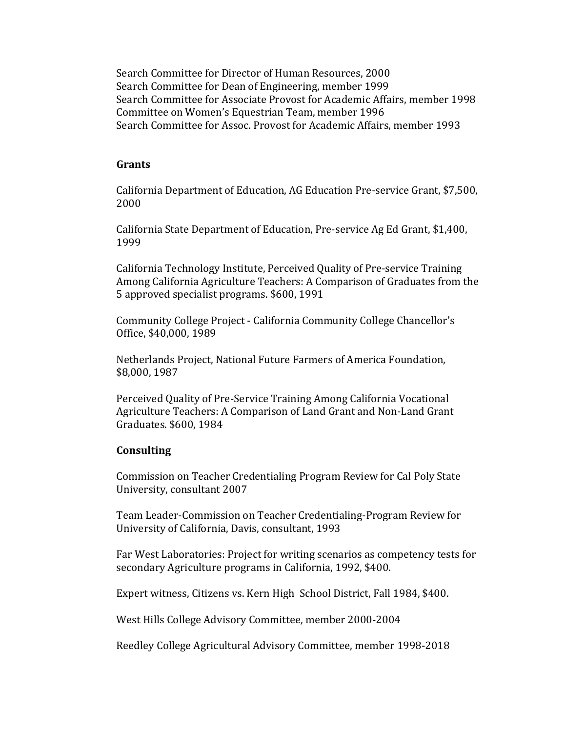Search Committee for Director of Human Resources, 2000
Search Committee for Dean of Engineering, member 1999
Search Committee for Associate Provost for Academic Affairs, member 1998
Committee on Women's Equestrian Team, member 1996
Search Committee for Assoc. Provost for Academic Affairs, member 1993

## Grants

California Department of Education, AG Education Pre-service Grant, $7,500, 2000

California State Department of Education, Pre-service Ag Ed Grant, $1,400, 1999

California Technology Institute, Perceived Quality of Pre-service Training Among California Agriculture Teachers: A Comparison of Graduates from the 5 approved specialist programs. $600, 1991

Community College Project - California Community College Chancellor's Office, $40,000, 1989

Netherlands Project, National Future Farmers of America Foundation, $8,000, 1987

Perceived Quality of Pre-Service Training Among California Vocational Agriculture Teachers: A Comparison of Land Grant and Non-Land Grant Graduates. $600, 1984

## Consulting

Commission on Teacher Credentialing Program Review for Cal Poly State University, consultant 2007

Team Leader-Commission on Teacher Credentialing-Program Review for University of California, Davis, consultant, 1993

Far West Laboratories: Project for writing scenarios as competency tests for secondary Agriculture programs in California, 1992, $400.

Expert witness, Citizens vs. Kern High School District, Fall 1984, $400.

West Hills College Advisory Committee, member 2000-2004

Reedley College Agricultural Advisory Committee, member 1998-2018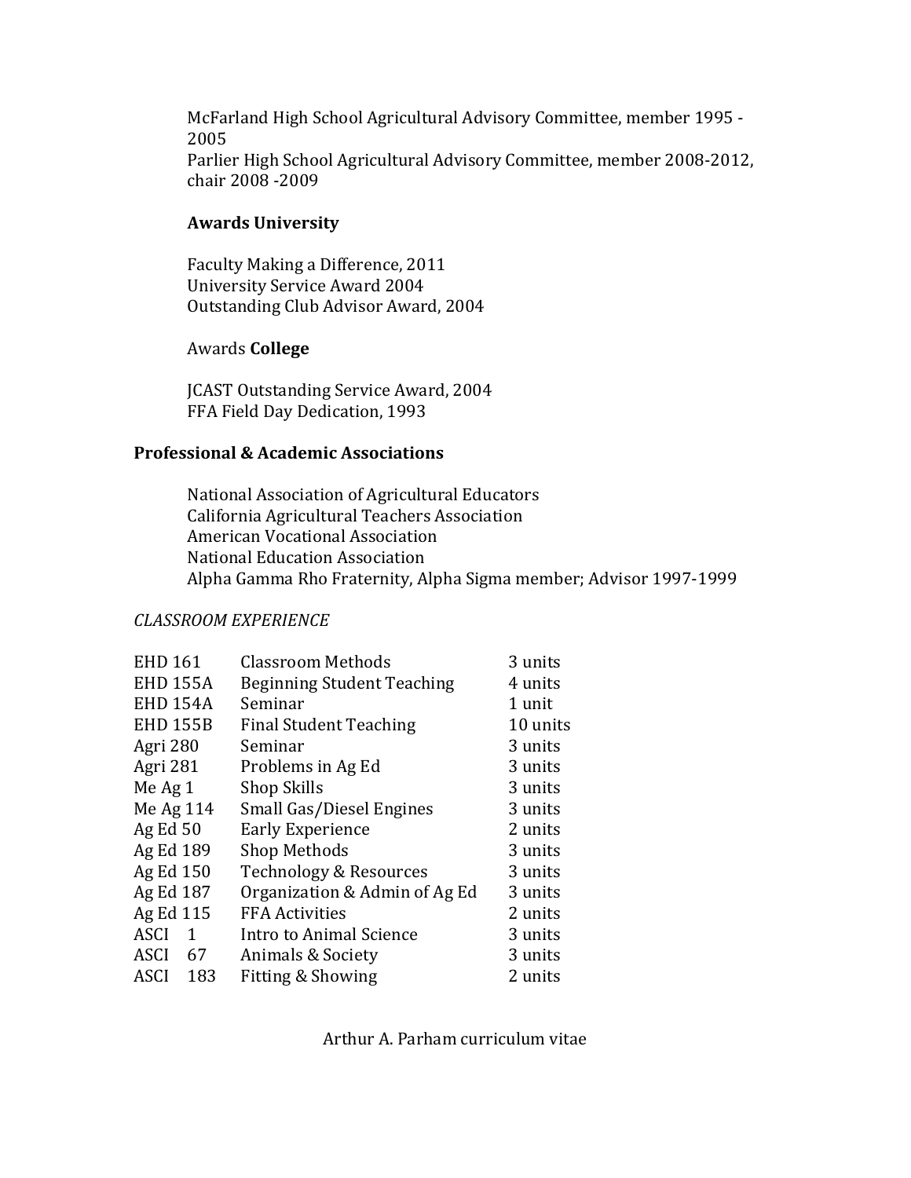McFarland High School Agricultural Advisory Committee, member 1995 - 2005
Parlier High School Agricultural Advisory Committee, member 2008-2012, chair 2008 -2009

**Awards University**

Faculty Making a Difference, 2011
University Service Award 2004
Outstanding Club Advisor Award, 2004

Awards **College**

JCAST Outstanding Service Award, 2004
FFA Field Day Dedication, 1993

**Professional & Academic Associations**

National Association of Agricultural Educators
California Agricultural Teachers Association
American Vocational Association
National Education Association
Alpha Gamma Rho Fraternity, Alpha Sigma member; Advisor 1997-1999

*CLASSROOM EXPERIENCE*

| | | |
|---|---|---|
| EHD 161 | Classroom Methods | 3 units |
| EHD 155A | Beginning Student Teaching | 4 units |
| EHD 154A | Seminar | 1 unit |
| EHD 155B | Final Student Teaching | 10 units |
| Agri 280 | Seminar | 3 units |
| Agri 281 | Problems in Ag Ed | 3 units |
| Me Ag 1 | Shop Skills | 3 units |
| Me Ag 114 | Small Gas/Diesel Engines | 3 units |
| Ag Ed 50 | Early Experience | 2 units |
| Ag Ed 189 | Shop Methods | 3 units |
| Ag Ed 150 | Technology & Resources | 3 units |
| Ag Ed 187 | Organization & Admin of Ag Ed | 3 units |
| Ag Ed 115 | FFA Activities | 2 units |
| ASCI 1 | Intro to Animal Science | 3 units |
| ASCI 67 | Animals & Society | 3 units |
| ASCI 183 | Fitting & Showing | 2 units |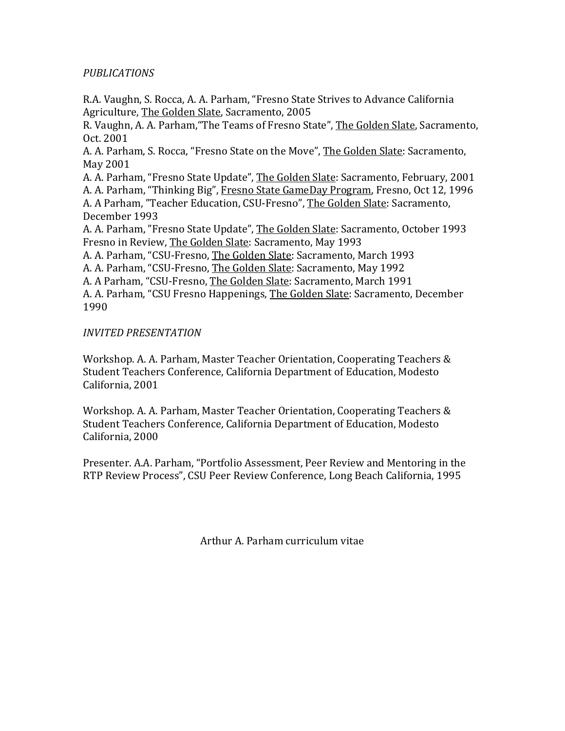*PUBLICATIONS*

R.A. Vaughn, S. Rocca, A. A. Parham, "Fresno State Strives to Advance California Agriculture, The Golden Slate, Sacramento, 2005
R. Vaughn, A. A. Parham,"The Teams of Fresno State", The Golden Slate, Sacramento, Oct. 2001
A. A. Parham, S. Rocca, "Fresno State on the Move", The Golden Slate: Sacramento, May 2001
A. A. Parham, "Fresno State Update", The Golden Slate: Sacramento, February, 2001
A. A. Parham, "Thinking Big", Fresno State GameDay Program, Fresno, Oct 12, 1996
A. A Parham, "Teacher Education, CSU-Fresno", The Golden Slate: Sacramento, December 1993
A. A. Parham, "Fresno State Update", The Golden Slate: Sacramento, October 1993
Fresno in Review, The Golden Slate: Sacramento, May 1993
A. A. Parham, "CSU-Fresno, The Golden Slate: Sacramento, March 1993
A. A. Parham, "CSU-Fresno, The Golden Slate: Sacramento, May 1992
A. A Parham, "CSU-Fresno, The Golden Slate: Sacramento, March 1991
A. A. Parham, "CSU Fresno Happenings, The Golden Slate: Sacramento, December 1990

*INVITED PRESENTATION*

Workshop. A. A. Parham, Master Teacher Orientation, Cooperating Teachers & Student Teachers Conference, California Department of Education, Modesto California, 2001

Workshop. A. A. Parham, Master Teacher Orientation, Cooperating Teachers & Student Teachers Conference, California Department of Education, Modesto California, 2000

Presenter. A.A. Parham, "Portfolio Assessment, Peer Review and Mentoring in the RTP Review Process", CSU Peer Review Conference, Long Beach California, 1995